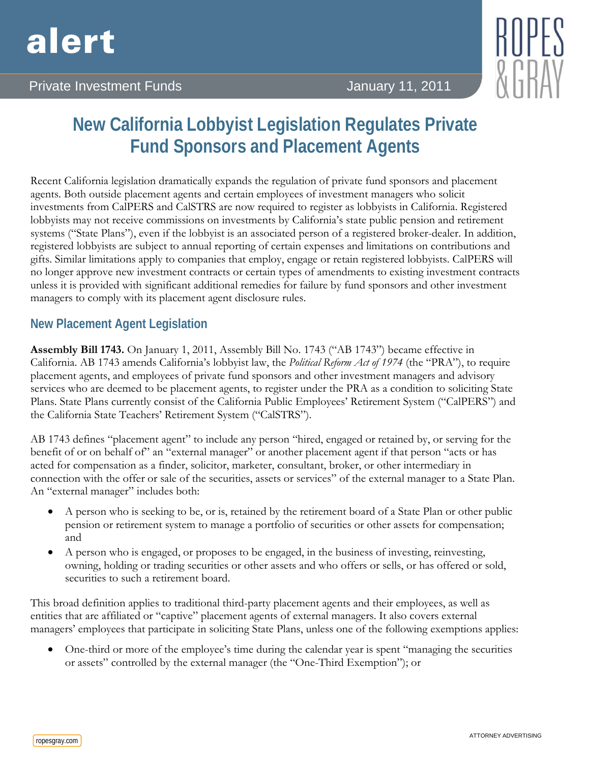alert

Private Investment Funds — January 11, 2011

# New California Lobbyist Legislation Regulates Private Fund Sponsors and Placement Agents

Recent California legislation dramatically expands the regulation of private fund sponsors and placement agents. Both outside placement agents and certain employees of investment managers who solicit investments from CalPERS and CalSTRS are now required to register as lobbyists in California. Registered lobbyists may not receive commissions on investments by California's state public pension and retirement systems ("State Plans"), even if the lobbyist is an associated person of a registered broker-dealer. In addition, registered lobbyists are subject to annual reporting of certain expenses and limitations on contributions and gifts. Similar limitations apply to companies that employ, engage or retain registered lobbyists. CalPERS will no longer approve new investment contracts or certain types of amendments to existing investment contracts unless it is provided with significant additional remedies for failure by fund sponsors and other investment managers to comply with its placement agent disclosure rules.

## New Placement Agent Legislation

**Assembly Bill 1743.** On January 1, 2011, Assembly Bill No. 1743 ("AB 1743") became effective in California. AB 1743 amends California's lobbyist law, the *Political Reform Act of 1974* (the "PRA"), to require placement agents, and employees of private fund sponsors and other investment managers and advisory services who are deemed to be placement agents, to register under the PRA as a condition to soliciting State Plans. State Plans currently consist of the California Public Employees' Retirement System ("CalPERS") and the California State Teachers' Retirement System ("CalSTRS").

AB 1743 defines "placement agent" to include any person "hired, engaged or retained by, or serving for the benefit of or on behalf of" an "external manager" or another placement agent if that person "acts or has acted for compensation as a finder, solicitor, marketer, consultant, broker, or other intermediary in connection with the offer or sale of the securities, assets or services" of the external manager to a State Plan. An "external manager" includes both:

- A person who is seeking to be, or is, retained by the retirement board of a State Plan or other public pension or retirement system to manage a portfolio of securities or other assets for compensation; and
- A person who is engaged, or proposes to be engaged, in the business of investing, reinvesting, owning, holding or trading securities or other assets and who offers or sells, or has offered or sold, securities to such a retirement board.

This broad definition applies to traditional third-party placement agents and their employees, as well as entities that are affiliated or "captive" placement agents of external managers. It also covers external managers' employees that participate in soliciting State Plans, unless one of the following exemptions applies:

- One-third or more of the employee's time during the calendar year is spent "managing the securities or assets" controlled by the external manager (the "One-Third Exemption"); or

ATTORNEY ADVERTISING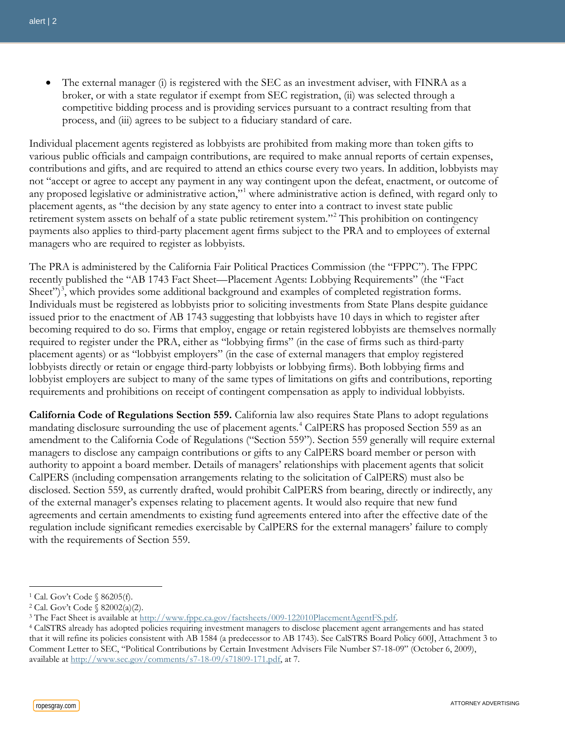- The external manager (i) is registered with the SEC as an investment adviser, with FINRA as a broker, or with a state regulator if exempt from SEC registration, (ii) was selected through a competitive bidding process and is providing services pursuant to a contract resulting from that process, and (iii) agrees to be subject to a fiduciary standard of care.

Individual placement agents registered as lobbyists are prohibited from making more than token gifts to various public officials and campaign contributions, are required to make annual reports of certain expenses, contributions and gifts, and are required to attend an ethics course every two years. In addition, lobbyists may not "accept or agree to accept any payment in any way contingent upon the defeat, enactment, or outcome of any proposed legislative or administrative action,"[1] where administrative action is defined, with regard only to placement agents, as "the decision by any state agency to enter into a contract to invest state public retirement system assets on behalf of a state public retirement system."[2] This prohibition on contingency payments also applies to third-party placement agent firms subject to the PRA and to employees of external managers who are required to register as lobbyists.

The PRA is administered by the California Fair Political Practices Commission (the "FPPC"). The FPPC recently published the "AB 1743 Fact Sheet—Placement Agents: Lobbying Requirements" (the "Fact Sheet")[3], which provides some additional background and examples of completed registration forms. Individuals must be registered as lobbyists prior to soliciting investments from State Plans despite guidance issued prior to the enactment of AB 1743 suggesting that lobbyists have 10 days in which to register after becoming required to do so. Firms that employ, engage or retain registered lobbyists are themselves normally required to register under the PRA, either as "lobbying firms" (in the case of firms such as third-party placement agents) or as "lobbyist employers" (in the case of external managers that employ registered lobbyists directly or retain or engage third-party lobbyists or lobbying firms). Both lobbying firms and lobbyist employers are subject to many of the same types of limitations on gifts and contributions, reporting requirements and prohibitions on receipt of contingent compensation as apply to individual lobbyists.

**California Code of Regulations Section 559.** California law also requires State Plans to adopt regulations mandating disclosure surrounding the use of placement agents.[4] CalPERS has proposed Section 559 as an amendment to the California Code of Regulations ("Section 559"). Section 559 generally will require external managers to disclose any campaign contributions or gifts to any CalPERS board member or person with authority to appoint a board member. Details of managers' relationships with placement agents that solicit CalPERS (including compensation arrangements relating to the solicitation of CalPERS) must also be disclosed. Section 559, as currently drafted, would prohibit CalPERS from bearing, directly or indirectly, any of the external manager's expenses relating to placement agents. It would also require that new fund agreements and certain amendments to existing fund agreements entered into after the effective date of the regulation include significant remedies exercisable by CalPERS for the external managers' failure to comply with the requirements of Section 559.

---

[1] Cal. Gov't Code § 86205(f).

[2] Cal. Gov't Code § 82002(a)(2).

[3] The Fact Sheet is available at http://www.fppc.ca.gov/factsheets/009-122010PlacementAgentFS.pdf.

[4] CalSTRS already has adopted policies requiring investment managers to disclose placement agent arrangements and has stated that it will refine its policies consistent with AB 1584 (a predecessor to AB 1743). See CalSTRS Board Policy 600J, Attachment 3 to Comment Letter to SEC, "Political Contributions by Certain Investment Advisers File Number S7-18-09" (October 6, 2009), available at http://www.sec.gov/comments/s7-18-09/s71809-171.pdf, at 7.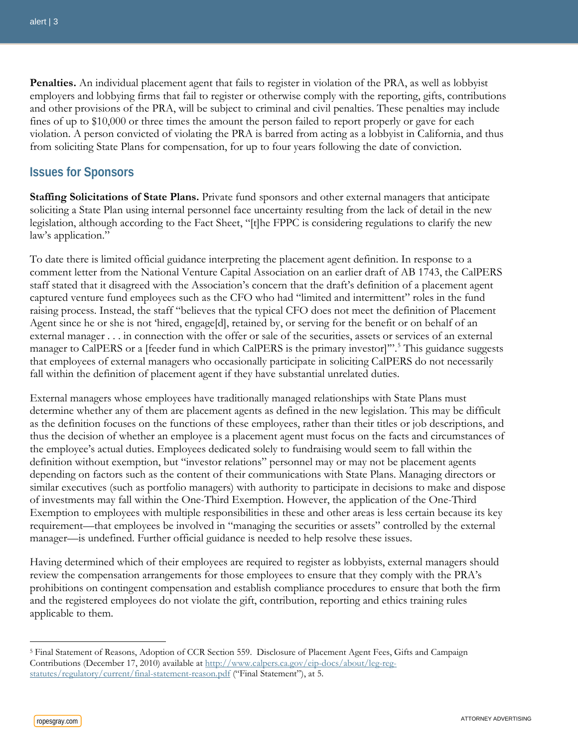**Penalties.** An individual placement agent that fails to register in violation of the PRA, as well as lobbyist employers and lobbying firms that fail to register or otherwise comply with the reporting, gifts, contributions and other provisions of the PRA, will be subject to criminal and civil penalties. These penalties may include fines of up to $10,000 or three times the amount the person failed to report properly or gave for each violation. A person convicted of violating the PRA is barred from acting as a lobbyist in California, and thus from soliciting State Plans for compensation, for up to four years following the date of conviction.

## Issues for Sponsors

**Staffing Solicitations of State Plans.** Private fund sponsors and other external managers that anticipate soliciting a State Plan using internal personnel face uncertainty resulting from the lack of detail in the new legislation, although according to the Fact Sheet, "[t]he FPPC is considering regulations to clarify the new law's application."

To date there is limited official guidance interpreting the placement agent definition. In response to a comment letter from the National Venture Capital Association on an earlier draft of AB 1743, the CalPERS staff stated that it disagreed with the Association's concern that the draft's definition of a placement agent captured venture fund employees such as the CFO who had "limited and intermittent" roles in the fund raising process. Instead, the staff "believes that the typical CFO does not meet the definition of Placement Agent since he or she is not 'hired, engage[d], retained by, or serving for the benefit or on behalf of an external manager . . . in connection with the offer or sale of the securities, assets or services of an external manager to CalPERS or a [feeder fund in which CalPERS is the primary investor]'".[5] This guidance suggests that employees of external managers who occasionally participate in soliciting CalPERS do not necessarily fall within the definition of placement agent if they have substantial unrelated duties.

External managers whose employees have traditionally managed relationships with State Plans must determine whether any of them are placement agents as defined in the new legislation. This may be difficult as the definition focuses on the functions of these employees, rather than their titles or job descriptions, and thus the decision of whether an employee is a placement agent must focus on the facts and circumstances of the employee's actual duties. Employees dedicated solely to fundraising would seem to fall within the definition without exemption, but "investor relations" personnel may or may not be placement agents depending on factors such as the content of their communications with State Plans. Managing directors or similar executives (such as portfolio managers) with authority to participate in decisions to make and dispose of investments may fall within the One-Third Exemption. However, the application of the One-Third Exemption to employees with multiple responsibilities in these and other areas is less certain because its key requirement—that employees be involved in "managing the securities or assets" controlled by the external manager—is undefined. Further official guidance is needed to help resolve these issues.

Having determined which of their employees are required to register as lobbyists, external managers should review the compensation arrangements for those employees to ensure that they comply with the PRA's prohibitions on contingent compensation and establish compliance procedures to ensure that both the firm and the registered employees do not violate the gift, contribution, reporting and ethics training rules applicable to them.

---

[5] Final Statement of Reasons, Adoption of CCR Section 559. Disclosure of Placement Agent Fees, Gifts and Campaign Contributions (December 17, 2010) available at http://www.calpers.ca.gov/eip-docs/about/leg-reg-statutes/regulatory/current/final-statement-reason.pdf ("Final Statement"), at 5.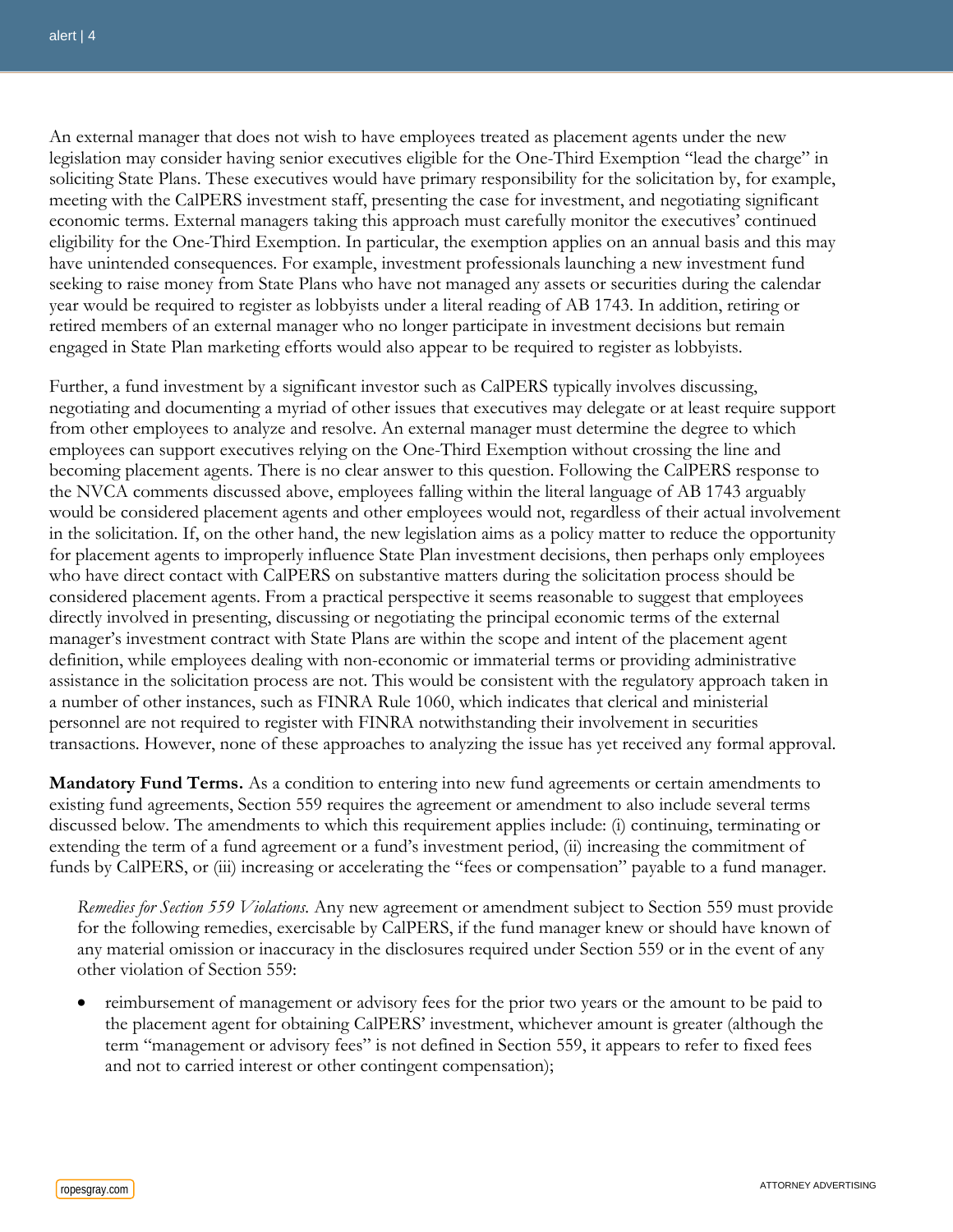An external manager that does not wish to have employees treated as placement agents under the new legislation may consider having senior executives eligible for the One-Third Exemption "lead the charge" in soliciting State Plans. These executives would have primary responsibility for the solicitation by, for example, meeting with the CalPERS investment staff, presenting the case for investment, and negotiating significant economic terms. External managers taking this approach must carefully monitor the executives' continued eligibility for the One-Third Exemption. In particular, the exemption applies on an annual basis and this may have unintended consequences. For example, investment professionals launching a new investment fund seeking to raise money from State Plans who have not managed any assets or securities during the calendar year would be required to register as lobbyists under a literal reading of AB 1743. In addition, retiring or retired members of an external manager who no longer participate in investment decisions but remain engaged in State Plan marketing efforts would also appear to be required to register as lobbyists.

Further, a fund investment by a significant investor such as CalPERS typically involves discussing, negotiating and documenting a myriad of other issues that executives may delegate or at least require support from other employees to analyze and resolve. An external manager must determine the degree to which employees can support executives relying on the One-Third Exemption without crossing the line and becoming placement agents. There is no clear answer to this question. Following the CalPERS response to the NVCA comments discussed above, employees falling within the literal language of AB 1743 arguably would be considered placement agents and other employees would not, regardless of their actual involvement in the solicitation. If, on the other hand, the new legislation aims as a policy matter to reduce the opportunity for placement agents to improperly influence State Plan investment decisions, then perhaps only employees who have direct contact with CalPERS on substantive matters during the solicitation process should be considered placement agents. From a practical perspective it seems reasonable to suggest that employees directly involved in presenting, discussing or negotiating the principal economic terms of the external manager's investment contract with State Plans are within the scope and intent of the placement agent definition, while employees dealing with non-economic or immaterial terms or providing administrative assistance in the solicitation process are not. This would be consistent with the regulatory approach taken in a number of other instances, such as FINRA Rule 1060, which indicates that clerical and ministerial personnel are not required to register with FINRA notwithstanding their involvement in securities transactions. However, none of these approaches to analyzing the issue has yet received any formal approval.

**Mandatory Fund Terms.** As a condition to entering into new fund agreements or certain amendments to existing fund agreements, Section 559 requires the agreement or amendment to also include several terms discussed below. The amendments to which this requirement applies include: (i) continuing, terminating or extending the term of a fund agreement or a fund's investment period, (ii) increasing the commitment of funds by CalPERS, or (iii) increasing or accelerating the "fees or compensation" payable to a fund manager.

*Remedies for Section 559 Violations.* Any new agreement or amendment subject to Section 559 must provide for the following remedies, exercisable by CalPERS, if the fund manager knew or should have known of any material omission or inaccuracy in the disclosures required under Section 559 or in the event of any other violation of Section 559:

- reimbursement of management or advisory fees for the prior two years or the amount to be paid to the placement agent for obtaining CalPERS' investment, whichever amount is greater (although the term "management or advisory fees" is not defined in Section 559, it appears to refer to fixed fees and not to carried interest or other contingent compensation);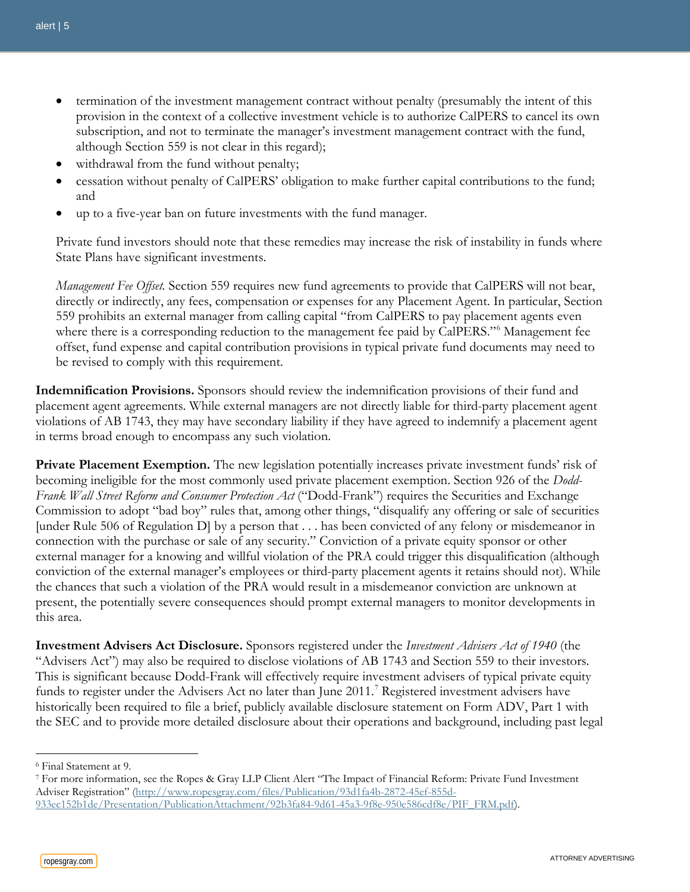- termination of the investment management contract without penalty (presumably the intent of this provision in the context of a collective investment vehicle is to authorize CalPERS to cancel its own subscription, and not to terminate the manager's investment management contract with the fund, although Section 559 is not clear in this regard);
- withdrawal from the fund without penalty;
- cessation without penalty of CalPERS' obligation to make further capital contributions to the fund; and
- up to a five-year ban on future investments with the fund manager.

Private fund investors should note that these remedies may increase the risk of instability in funds where State Plans have significant investments.

*Management Fee Offset.* Section 559 requires new fund agreements to provide that CalPERS will not bear, directly or indirectly, any fees, compensation or expenses for any Placement Agent. In particular, Section 559 prohibits an external manager from calling capital "from CalPERS to pay placement agents even where there is a corresponding reduction to the management fee paid by CalPERS."[6] Management fee offset, fund expense and capital contribution provisions in typical private fund documents may need to be revised to comply with this requirement.

**Indemnification Provisions.** Sponsors should review the indemnification provisions of their fund and placement agent agreements. While external managers are not directly liable for third-party placement agent violations of AB 1743, they may have secondary liability if they have agreed to indemnify a placement agent in terms broad enough to encompass any such violation.

**Private Placement Exemption.** The new legislation potentially increases private investment funds' risk of becoming ineligible for the most commonly used private placement exemption. Section 926 of the *Dodd-Frank Wall Street Reform and Consumer Protection Act* ("Dodd-Frank") requires the Securities and Exchange Commission to adopt "bad boy" rules that, among other things, "disqualify any offering or sale of securities [under Rule 506 of Regulation D] by a person that . . . has been convicted of any felony or misdemeanor in connection with the purchase or sale of any security." Conviction of a private equity sponsor or other external manager for a knowing and willful violation of the PRA could trigger this disqualification (although conviction of the external manager's employees or third-party placement agents it retains should not). While the chances that such a violation of the PRA would result in a misdemeanor conviction are unknown at present, the potentially severe consequences should prompt external managers to monitor developments in this area.

**Investment Advisers Act Disclosure.** Sponsors registered under the *Investment Advisers Act of 1940* (the "Advisers Act") may also be required to disclose violations of AB 1743 and Section 559 to their investors. This is significant because Dodd-Frank will effectively require investment advisers of typical private equity funds to register under the Advisers Act no later than June 2011.[7] Registered investment advisers have historically been required to file a brief, publicly available disclosure statement on Form ADV, Part 1 with the SEC and to provide more detailed disclosure about their operations and background, including past legal

---

[6] Final Statement at 9.

[7] For more information, see the Ropes & Gray LLP Client Alert "The Impact of Financial Reform: Private Fund Investment Adviser Registration" (http://www.ropesgray.com/files/Publication/93d1fa4b-2872-45ef-855d-933ec152b1de/Presentation/PublicationAttachment/92b3fa84-9d61-45a3-9f8e-950e586cdf8e/PIF_FRM.pdf).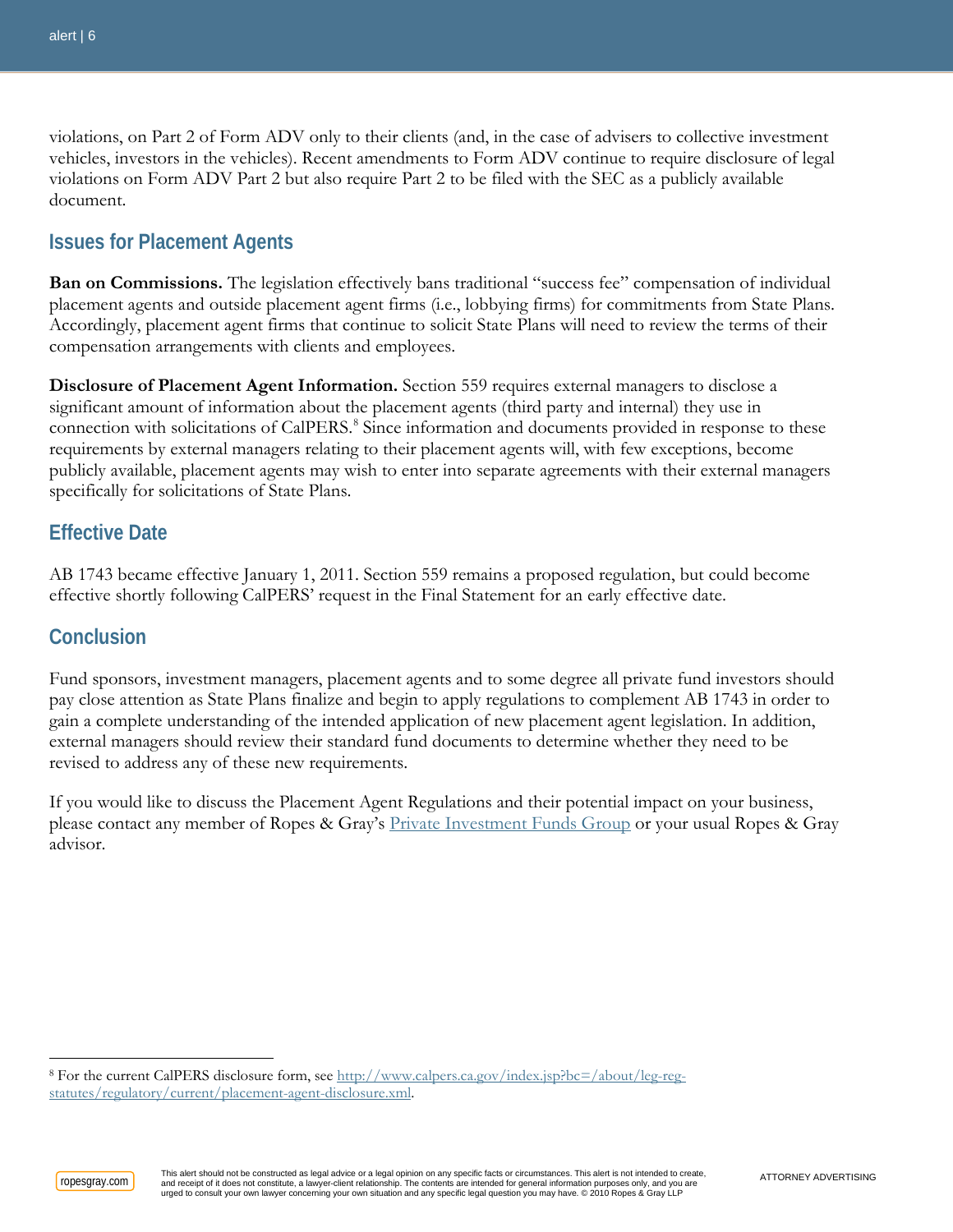violations, on Part 2 of Form ADV only to their clients (and, in the case of advisers to collective investment vehicles, investors in the vehicles). Recent amendments to Form ADV continue to require disclosure of legal violations on Form ADV Part 2 but also require Part 2 to be filed with the SEC as a publicly available document.

## Issues for Placement Agents

**Ban on Commissions.** The legislation effectively bans traditional "success fee" compensation of individual placement agents and outside placement agent firms (i.e., lobbying firms) for commitments from State Plans. Accordingly, placement agent firms that continue to solicit State Plans will need to review the terms of their compensation arrangements with clients and employees.

**Disclosure of Placement Agent Information.** Section 559 requires external managers to disclose a significant amount of information about the placement agents (third party and internal) they use in connection with solicitations of CalPERS.[8] Since information and documents provided in response to these requirements by external managers relating to their placement agents will, with few exceptions, become publicly available, placement agents may wish to enter into separate agreements with their external managers specifically for solicitations of State Plans.

## Effective Date

AB 1743 became effective January 1, 2011. Section 559 remains a proposed regulation, but could become effective shortly following CalPERS' request in the Final Statement for an early effective date.

## Conclusion

Fund sponsors, investment managers, placement agents and to some degree all private fund investors should pay close attention as State Plans finalize and begin to apply regulations to complement AB 1743 in order to gain a complete understanding of the intended application of new placement agent legislation. In addition, external managers should review their standard fund documents to determine whether they need to be revised to address any of these new requirements.

If you would like to discuss the Placement Agent Regulations and their potential impact on your business, please contact any member of Ropes & Gray's Private Investment Funds Group or your usual Ropes & Gray advisor.

---

[8] For the current CalPERS disclosure form, see http://www.calpers.ca.gov/index.jsp?bc=/about/leg-reg-statutes/regulatory/current/placement-agent-disclosure.xml.

This alert should not be constructed as legal advice or a legal opinion on any specific facts or circumstances. This alert is not intended to create, and receipt of it does not constitute, a lawyer-client relationship. The contents are intended for general information purposes only, and you are urged to consult your own lawyer concerning your own situation and any specific legal question you may have. © 2010 Ropes & Gray LLP

ATTORNEY ADVERTISING